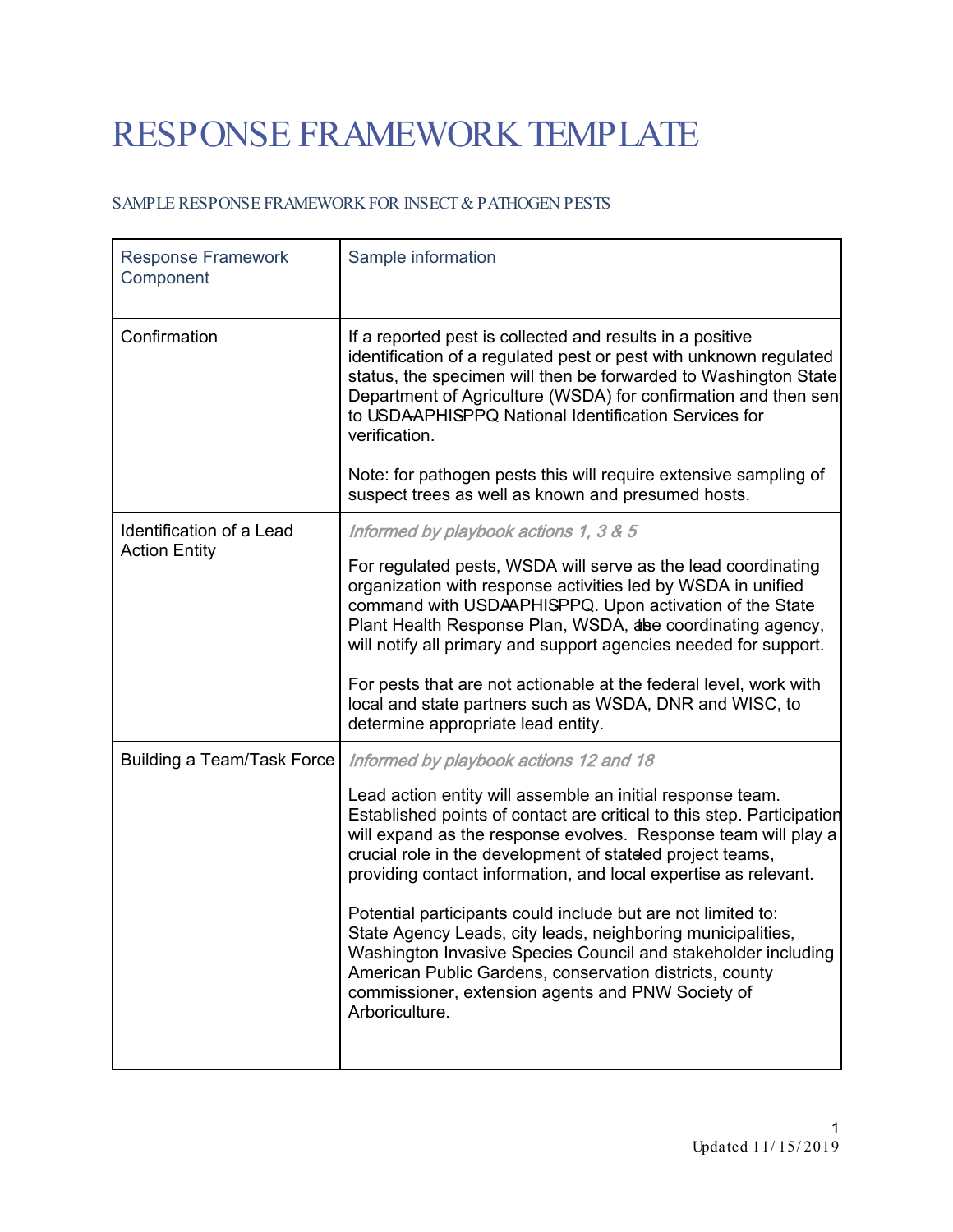# RESPONSE FRAMEWORK TEMPLATE

## SAMPLE RESPONSE FRAMEWORK FOR INSECT & PATHOGEN PESTS

| Response Framework Component | Sample information |
|---|---|
| Confirmation | If a reported pest is collected and results in a positive identification of a regulated pest or pest with unknown regulated status, the specimen will then be forwarded to Washington State Department of Agriculture (WSDA) for confirmation and then sent to USDA-APHIS-PPQ National Identification Services for verification.<br><br>Note: for pathogen pests this will require extensive sampling of suspect trees as well as known and presumed hosts. |
| Identification of a Lead Action Entity | *Informed by playbook actions 1, 3 & 5*<br><br>For regulated pests, WSDA will serve as the lead coordinating organization with response activities led by WSDA in unified command with USDA-APHIS-PPQ. Upon activation of the State Plant Health Response Plan, WSDA, as the coordinating agency, will notify all primary and support agencies needed for support.<br><br>For pests that are not actionable at the federal level, work with local and state partners such as WSDA, DNR and WISC, to determine appropriate lead entity. |
| Building a Team/Task Force | *Informed by playbook actions 12 and 18*<br><br>Lead action entity will assemble an initial response team. Established points of contact are critical to this step. Participation will expand as the response evolves. Response team will play a crucial role in the development of state-led project teams, providing contact information, and local expertise as relevant.<br><br>Potential participants could include but are not limited to: State Agency Leads, city leads, neighboring municipalities, Washington Invasive Species Council and stakeholder including American Public Gardens, conservation districts, county commissioner, extension agents and PNW Society of Arboriculture. |

Updated 11/15/2019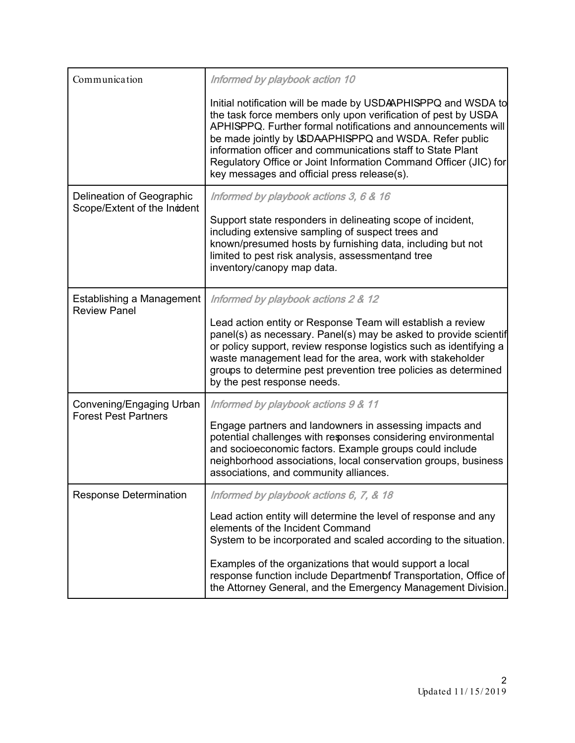| | |
|---|---|
| Communication | *Informed by playbook action 10*<br><br>Initial notification will be made by USDA-APHIS-PPQ and WSDA to the task force members only upon verification of pest by USDA-APHIS-PPQ. Further formal notifications and announcements will be made jointly by USDA-APHIS-PPQ and WSDA. Refer public information officer and communications staff to State Plant Regulatory Office or Joint Information Command Officer (JIC) for key messages and official press release(s). |
| Delineation of Geographic Scope/Extent of the Incident | *Informed by playbook actions 3, 6 & 16*<br><br>Support state responders in delineating scope of incident, including extensive sampling of suspect trees and known/presumed hosts by furnishing data, including but not limited to pest risk analysis, assessment, and tree inventory/canopy map data. |
| Establishing a Management Review Panel | *Informed by playbook actions 2 & 12*<br><br>Lead action entity or Response Team will establish a review panel(s) as necessary. Panel(s) may be asked to provide scientific or policy support, review response logistics such as identifying a waste management lead for the area, work with stakeholder groups to determine pest prevention tree policies as determined by the pest response needs. |
| Convening/Engaging Urban Forest Pest Partners | *Informed by playbook actions 9 & 11*<br><br>Engage partners and landowners in assessing impacts and potential challenges with responses considering environmental and socioeconomic factors. Example groups could include neighborhood associations, local conservation groups, business associations, and community alliances. |
| Response Determination | *Informed by playbook actions 6, 7, & 18*<br><br>Lead action entity will determine the level of response and any elements of the Incident Command System to be incorporated and scaled according to the situation.<br><br>Examples of the organizations that would support a local response function include Department of Transportation, Office of the Attorney General, and the Emergency Management Division. |

Updated 11/15/2019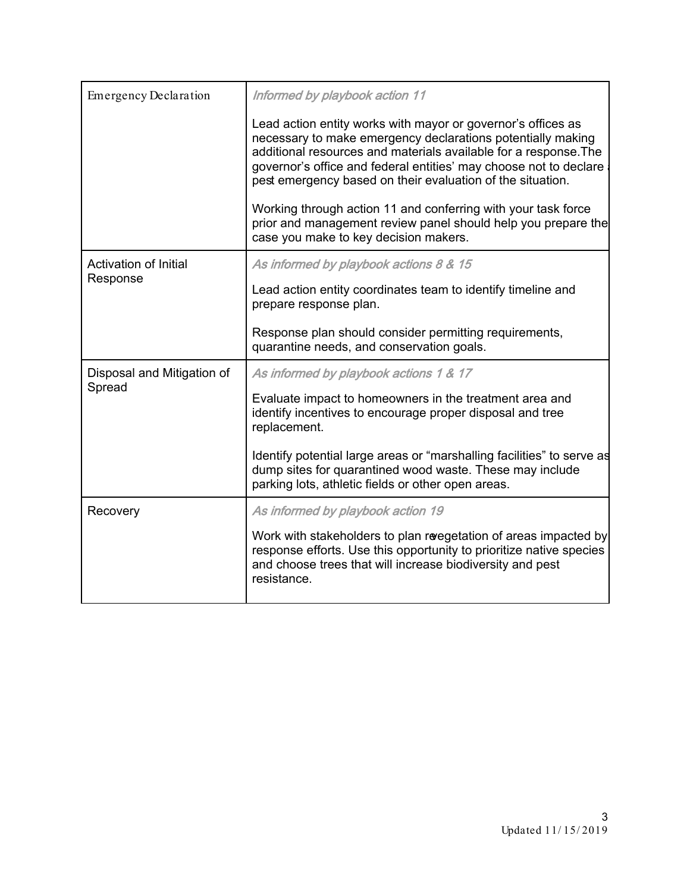| | |
|---|---|
| Emergency Declaration | *Informed by playbook action 11*<br><br>Lead action entity works with mayor or governor's offices as necessary to make emergency declarations potentially making additional resources and materials available for a response.The governor's office and federal entities' may choose not to declare a pest emergency based on their evaluation of the situation.<br><br>Working through action 11 and conferring with your task force prior and management review panel should help you prepare the case you make to key decision makers. |
| Activation of Initial Response | *As informed by playbook actions 8 & 15*<br><br>Lead action entity coordinates team to identify timeline and prepare response plan.<br><br>Response plan should consider permitting requirements, quarantine needs, and conservation goals. |
| Disposal and Mitigation of Spread | *As informed by playbook actions 1 & 17*<br><br>Evaluate impact to homeowners in the treatment area and identify incentives to encourage proper disposal and tree replacement.<br><br>Identify potential large areas or "marshalling facilities" to serve as dump sites for quarantined wood waste. These may include parking lots, athletic fields or other open areas. |
| Recovery | *As informed by playbook action 19*<br><br>Work with stakeholders to plan revegetation of areas impacted by response efforts. Use this opportunity to prioritize native species and choose trees that will increase biodiversity and pest resistance. |

Updated 11/15/2019